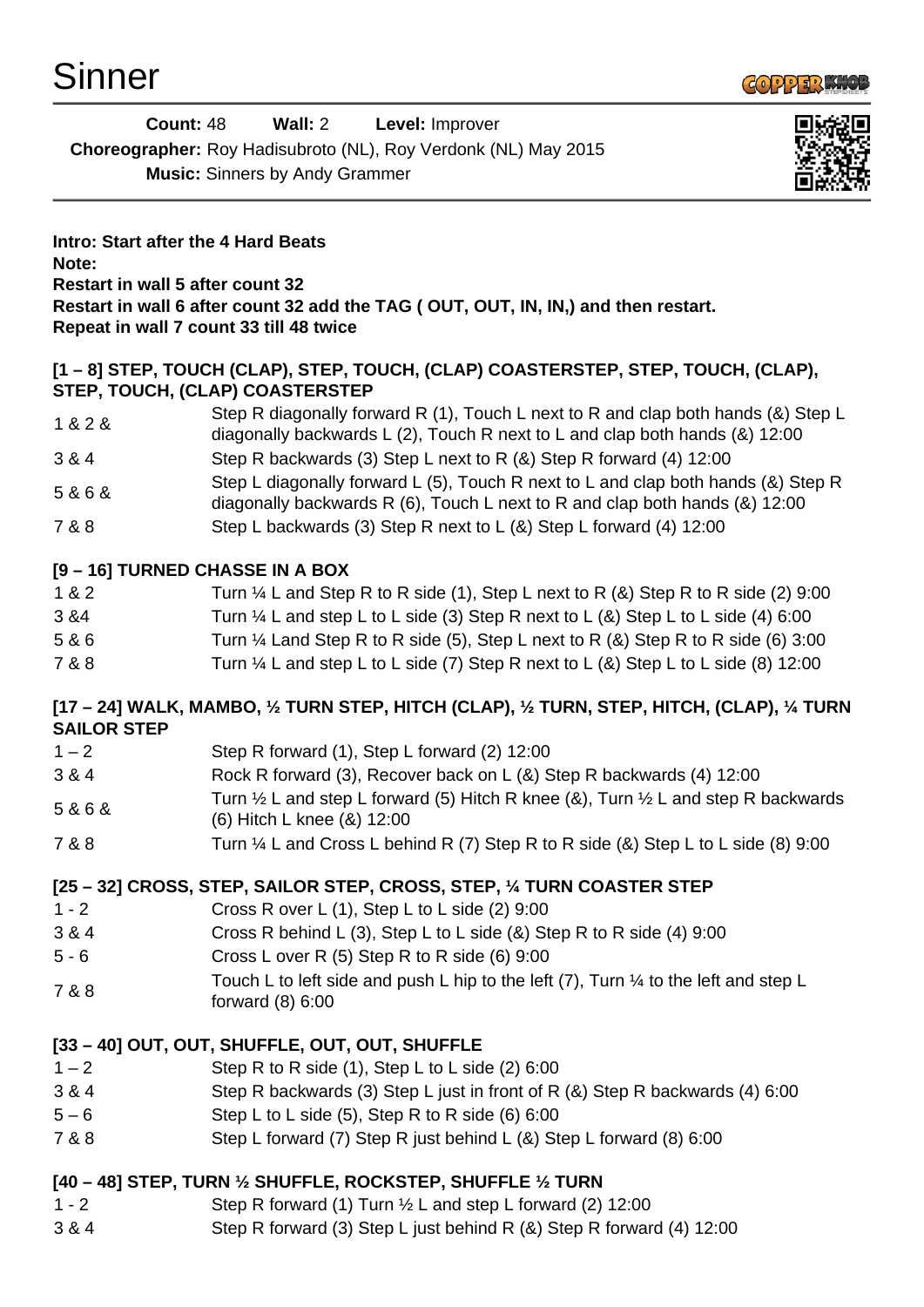# Sinner

**Count:** 48 **Wall:** 2 **Level:** Improver

**Choreographer:** Roy Hadisubroto (NL), Roy Verdonk (NL) May 2015

**Music:** Sinners by Andy Grammer

**Intro: Start after the 4 Hard Beats**

**Note:**

**Restart in wall 5 after count 32**

**Restart in wall 6 after count 32 add the TAG ( OUT, OUT, IN, IN,) and then restart.**

**Repeat in wall 7 count 33 till 48 twice**

### [1 – 8] STEP, TOUCH (CLAP), STEP, TOUCH, (CLAP) COASTERSTEP, STEP, TOUCH, (CLAP), STEP, TOUCH, (CLAP) COASTERSTEP

| | |
|---|---|
| 1 & 2 & | Step R diagonally forward R (1), Touch L next to R and clap both hands (&) Step L diagonally backwards L (2), Touch R next to L and clap both hands (&) 12:00 |
| 3 & 4 | Step R backwards (3) Step L next to R (&) Step R forward (4) 12:00 |
| 5 & 6 & | Step L diagonally forward L (5), Touch R next to L and clap both hands (&) Step R diagonally backwards R (6), Touch L next to R and clap both hands (&) 12:00 |
| 7 & 8 | Step L backwards (3) Step R next to L (&) Step L forward (4) 12:00 |

### [9 – 16] TURNED CHASSE IN A BOX

| | |
|---|---|
| 1 & 2 | Turn ¼ L and Step R to R side (1), Step L next to R (&) Step R to R side (2) 9:00 |
| 3 &4 | Turn ¼ L and step L to L side (3) Step R next to L (&) Step L to L side (4) 6:00 |
| 5 & 6 | Turn ¼ Land Step R to R side (5), Step L next to R (&) Step R to R side (6) 3:00 |
| 7 & 8 | Turn ¼ L and step L to L side (7) Step R next to L (&) Step L to L side (8) 12:00 |

### [17 – 24] WALK, MAMBO, ½ TURN STEP, HITCH (CLAP), ½ TURN, STEP, HITCH, (CLAP), ¼ TURN SAILOR STEP

| | |
|---|---|
| 1 – 2 | Step R forward (1), Step L forward (2) 12:00 |
| 3 & 4 | Rock R forward (3), Recover back on L (&) Step R backwards (4) 12:00 |
| 5 & 6 & | Turn ½ L and step L forward (5) Hitch R knee (&), Turn ½ L and step R backwards (6) Hitch L knee (&) 12:00 |
| 7 & 8 | Turn ¼ L and Cross L behind R (7) Step R to R side (&) Step L to L side (8) 9:00 |

### [25 – 32] CROSS, STEP, SAILOR STEP, CROSS, STEP, ¼ TURN COASTER STEP

| | |
|---|---|
| 1 - 2 | Cross R over L (1), Step L to L side (2) 9:00 |
| 3 & 4 | Cross R behind L (3), Step L to L side (&) Step R to R side (4) 9:00 |
| 5 - 6 | Cross L over R (5) Step R to R side (6) 9:00 |
| 7 & 8 | Touch L to left side and push L hip to the left (7), Turn ¼ to the left and step L forward (8) 6:00 |

### [33 – 40] OUT, OUT, SHUFFLE, OUT, OUT, SHUFFLE

| | |
|---|---|
| 1 – 2 | Step R to R side (1), Step L to L side (2) 6:00 |
| 3 & 4 | Step R backwards (3) Step L just in front of R (&) Step R backwards (4) 6:00 |
| 5 – 6 | Step L to L side (5), Step R to R side (6) 6:00 |
| 7 & 8 | Step L forward (7) Step R just behind L (&) Step L forward (8) 6:00 |

### [40 – 48] STEP, TURN ½ SHUFFLE, ROCKSTEP, SHUFFLE ½ TURN

| | |
|---|---|
| 1 - 2 | Step R forward (1) Turn ½ L and step L forward (2) 12:00 |
| 3 & 4 | Step R forward (3) Step L just behind R (&) Step R forward (4) 12:00 |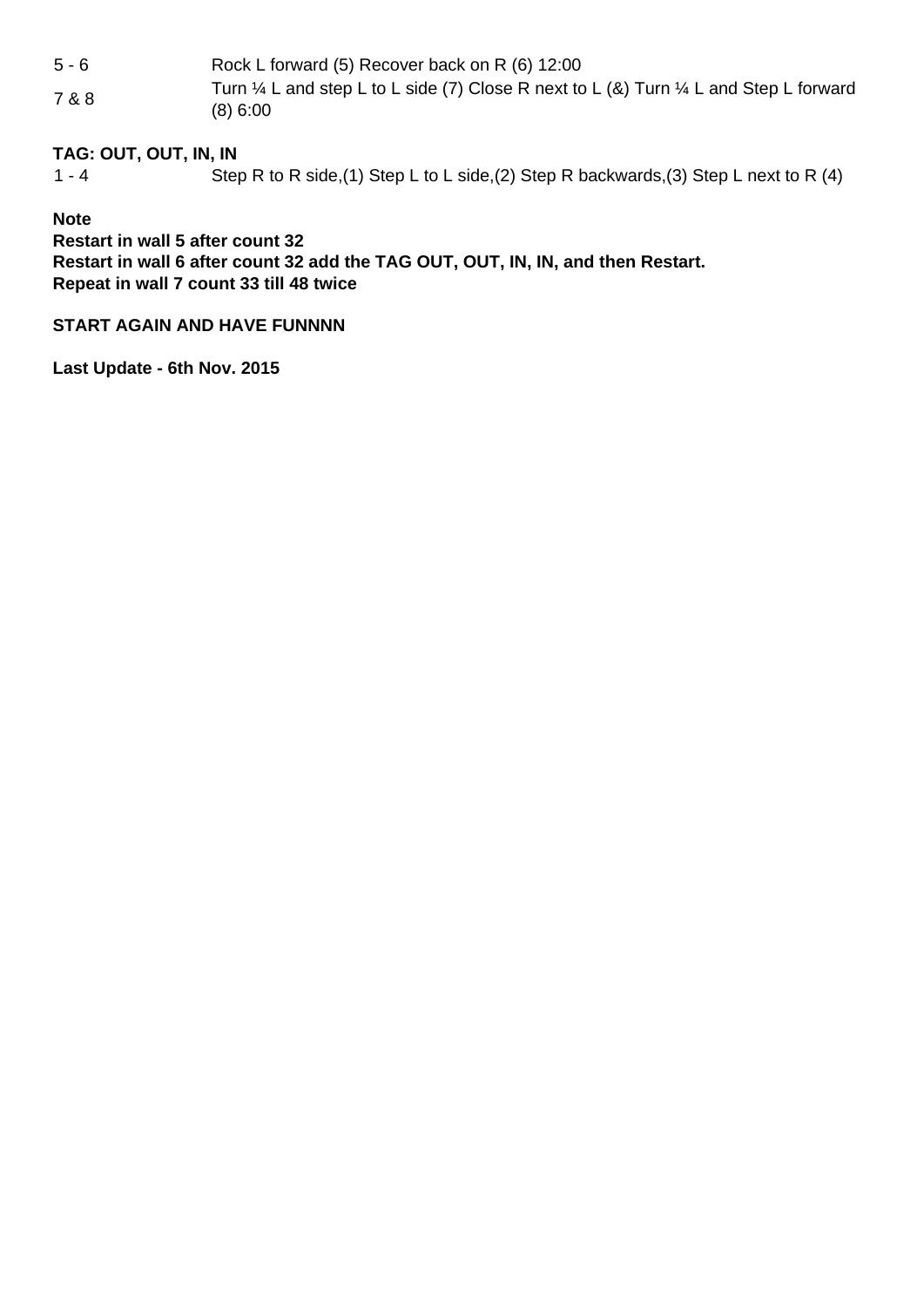| | |
|---|---|
| 5 - 6 | Rock L forward (5) Recover back on R (6) 12:00 |
| 7 & 8 | Turn ¼ L and step L to L side (7) Close R next to L (&) Turn ¼ L and Step L forward (8) 6:00 |

**TAG: OUT, OUT, IN, IN**

| | |
|---|---|
| 1 - 4 | Step R to R side,(1) Step L to L side,(2) Step R backwards,(3) Step L next to R (4) |

**Note**
**Restart in wall 5 after count 32**
**Restart in wall 6 after count 32 add the TAG OUT, OUT, IN, IN, and then Restart.**
**Repeat in wall 7 count 33 till 48 twice**

**START AGAIN AND HAVE FUNNNN**

**Last Update - 6th Nov. 2015**